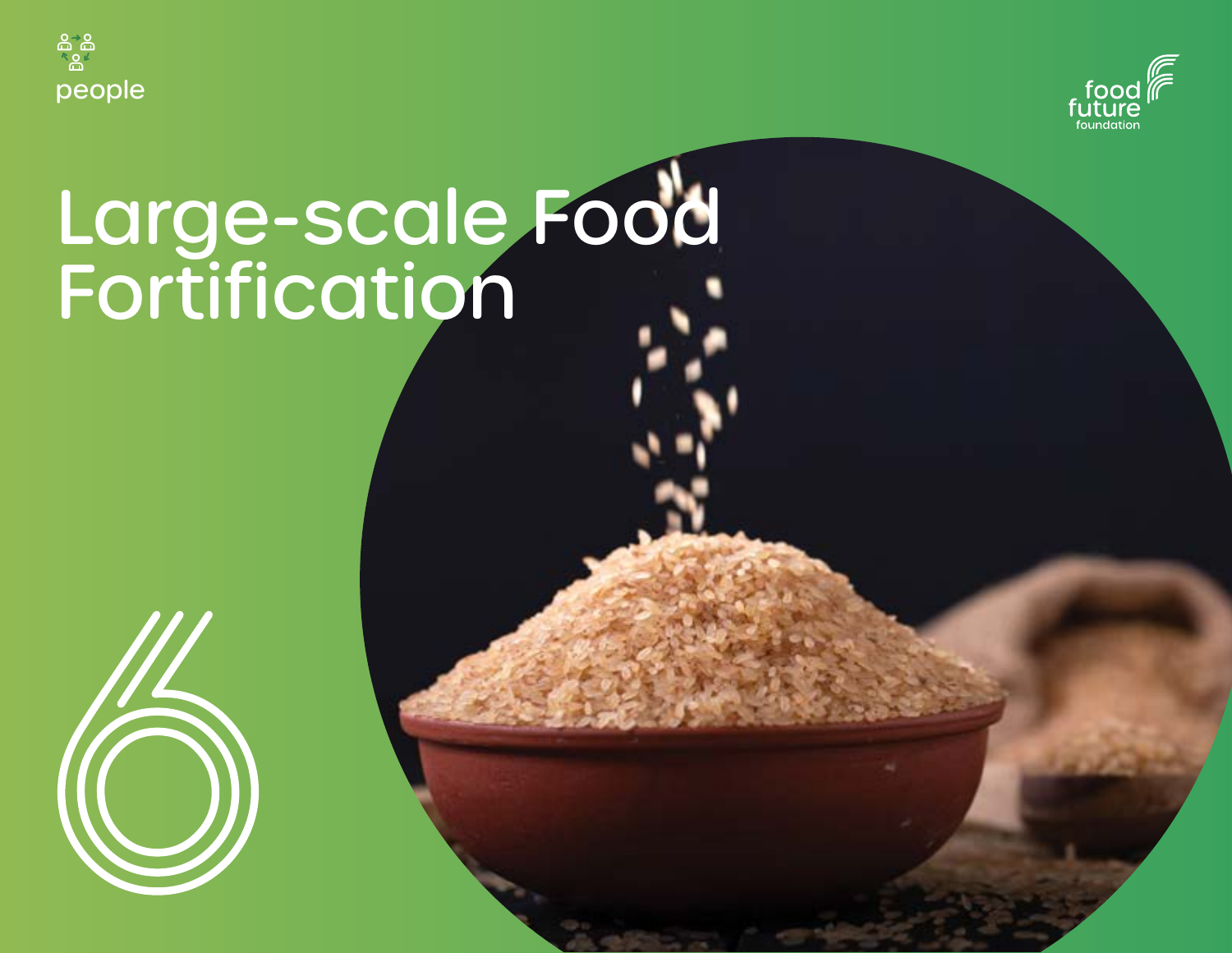people

food future foundation

# Large-scale Food Fortification

6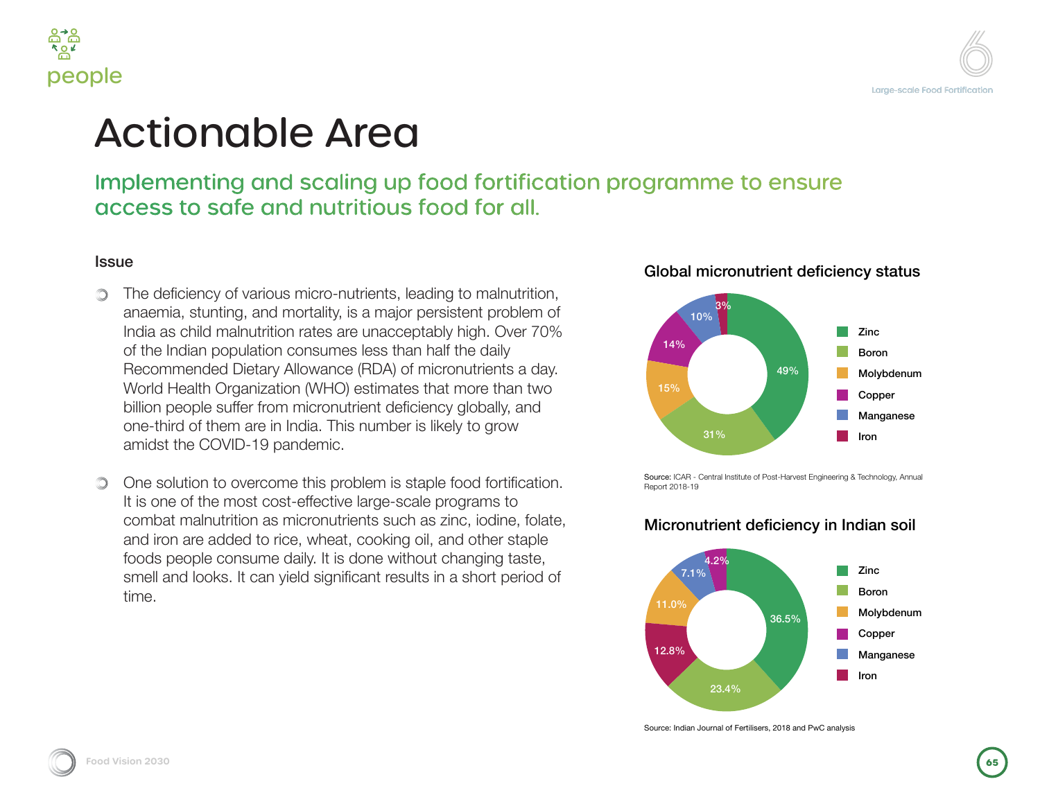# Actionable Area

## Implementing and scaling up food fortification programme to ensure access to safe and nutritious food for all.

### Issue

- The deficiency of various micro-nutrients, leading to malnutrition, anaemia, stunting, and mortality, is a major persistent problem of India as child malnutrition rates are unacceptably high. Over 70% of the Indian population consumes less than half the daily Recommended Dietary Allowance (RDA) of micronutrients a day. World Health Organization (WHO) estimates that more than two billion people suffer from micronutrient deficiency globally, and one-third of them are in India. This number is likely to grow amidst the COVID-19 pandemic.
- One solution to overcome this problem is staple food fortification. It is one of the most cost-effective large-scale programs to combat malnutrition as micronutrients such as zinc, iodine, folate, and iron are added to rice, wheat, cooking oil, and other staple foods people consume daily. It is done without changing taste, smell and looks. It can yield significant results in a short period of time.

### Global micronutrient deficiency status

| Micronutrient | Share |
| --- | --- |
| Zinc | 49% |
| Boron | 31% |
| Molybdenum | 15% |
| Copper | 14% |
| Manganese | 10% |
| Iron | 3% |

Source: ICAR - Central Institute of Post-Harvest Engineering & Technology, Annual Report 2018-19

### Micronutrient deficiency in Indian soil

| Micronutrient | Share |
| --- | --- |
| Zinc | 36.5% |
| Boron | 23.4% |
| Molybdenum | 11.0% |
| Copper | 4.2% |
| Manganese | 7.1% |
| Iron | 12.8% |

Source: Indian Journal of Fertilisers, 2018 and PwC analysis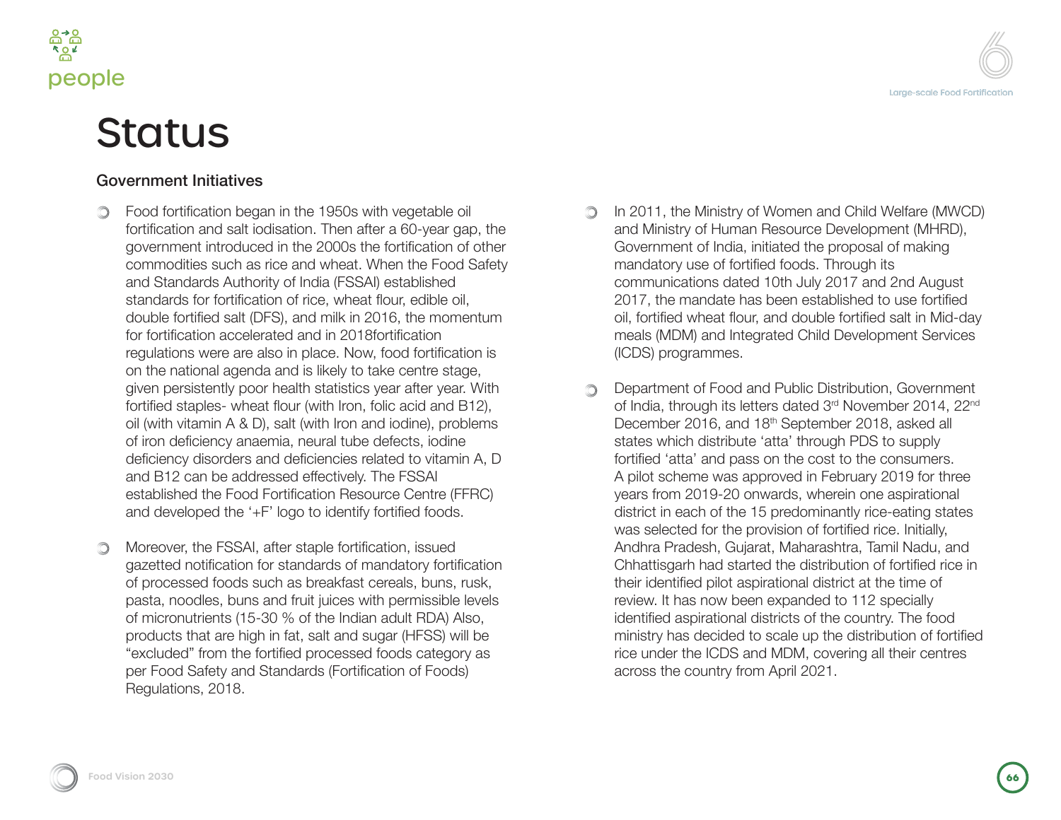# Status

## Government Initiatives

- Food fortification began in the 1950s with vegetable oil fortification and salt iodisation. Then after a 60-year gap, the government introduced in the 2000s the fortification of other commodities such as rice and wheat. When the Food Safety and Standards Authority of India (FSSAI) established standards for fortification of rice, wheat flour, edible oil, double fortified salt (DFS), and milk in 2016, the momentum for fortification accelerated and in 2018fortification regulations were are also in place. Now, food fortification is on the national agenda and is likely to take centre stage, given persistently poor health statistics year after year. With fortified staples- wheat flour (with Iron, folic acid and B12), oil (with vitamin A & D), salt (with Iron and iodine), problems of iron deficiency anaemia, neural tube defects, iodine deficiency disorders and deficiencies related to vitamin A, D and B12 can be addressed effectively. The FSSAI established the Food Fortification Resource Centre (FFRC) and developed the '+F' logo to identify fortified foods.

- Moreover, the FSSAI, after staple fortification, issued gazetted notification for standards of mandatory fortification of processed foods such as breakfast cereals, buns, rusk, pasta, noodles, buns and fruit juices with permissible levels of micronutrients (15-30 % of the Indian adult RDA) Also, products that are high in fat, salt and sugar (HFSS) will be "excluded" from the fortified processed foods category as per Food Safety and Standards (Fortification of Foods) Regulations, 2018.

- In 2011, the Ministry of Women and Child Welfare (MWCD) and Ministry of Human Resource Development (MHRD), Government of India, initiated the proposal of making mandatory use of fortified foods. Through its communications dated 10th July 2017 and 2nd August 2017, the mandate has been established to use fortified oil, fortified wheat flour, and double fortified salt in Mid-day meals (MDM) and Integrated Child Development Services (ICDS) programmes.

- Department of Food and Public Distribution, Government of India, through its letters dated 3rd November 2014, 22nd December 2016, and 18th September 2018, asked all states which distribute 'atta' through PDS to supply fortified 'atta' and pass on the cost to the consumers. A pilot scheme was approved in February 2019 for three years from 2019-20 onwards, wherein one aspirational district in each of the 15 predominantly rice-eating states was selected for the provision of fortified rice. Initially, Andhra Pradesh, Gujarat, Maharashtra, Tamil Nadu, and Chhattisgarh had started the distribution of fortified rice in their identified pilot aspirational district at the time of review. It has now been expanded to 112 specially identified aspirational districts of the country. The food ministry has decided to scale up the distribution of fortified rice under the ICDS and MDM, covering all their centres across the country from April 2021.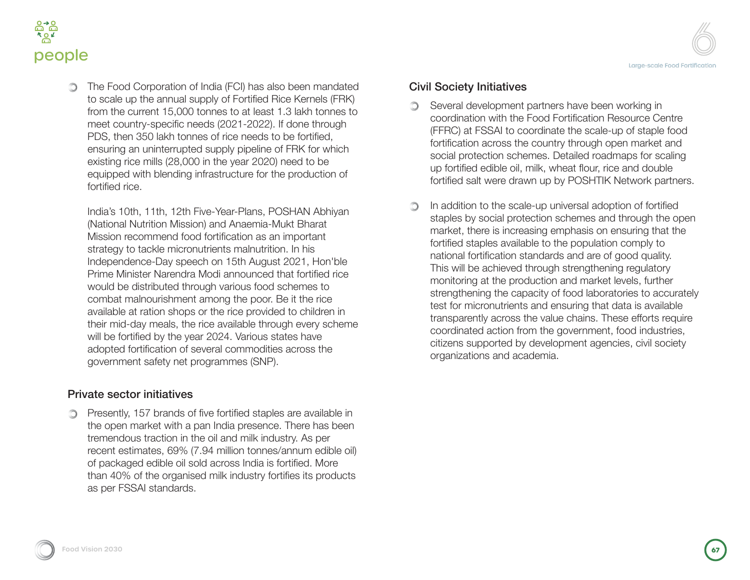- The Food Corporation of India (FCI) has also been mandated to scale up the annual supply of Fortified Rice Kernels (FRK) from the current 15,000 tonnes to at least 1.3 lakh tonnes to meet country-specific needs (2021-2022). If done through PDS, then 350 lakh tonnes of rice needs to be fortified, ensuring an uninterrupted supply pipeline of FRK for which existing rice mills (28,000 in the year 2020) need to be equipped with blending infrastructure for the production of fortified rice.

  India's 10th, 11th, 12th Five-Year-Plans, POSHAN Abhiyan (National Nutrition Mission) and Anaemia-Mukt Bharat Mission recommend food fortification as an important strategy to tackle micronutrients malnutrition. In his Independence-Day speech on 15th August 2021, Hon'ble Prime Minister Narendra Modi announced that fortified rice would be distributed through various food schemes to combat malnourishment among the poor. Be it the rice available at ration shops or the rice provided to children in their mid-day meals, the rice available through every scheme will be fortified by the year 2024. Various states have adopted fortification of several commodities across the government safety net programmes (SNP).

### Private sector initiatives

- Presently, 157 brands of five fortified staples are available in the open market with a pan India presence. There has been tremendous traction in the oil and milk industry. As per recent estimates, 69% (7.94 million tonnes/annum edible oil) of packaged edible oil sold across India is fortified. More than 40% of the organised milk industry fortifies its products as per FSSAI standards.

### Civil Society Initiatives

- Several development partners have been working in coordination with the Food Fortification Resource Centre (FFRC) at FSSAI to coordinate the scale-up of staple food fortification across the country through open market and social protection schemes. Detailed roadmaps for scaling up fortified edible oil, milk, wheat flour, rice and double fortified salt were drawn up by POSHTIK Network partners.

- In addition to the scale-up universal adoption of fortified staples by social protection schemes and through the open market, there is increasing emphasis on ensuring that the fortified staples available to the population comply to national fortification standards and are of good quality. This will be achieved through strengthening regulatory monitoring at the production and market levels, further strengthening the capacity of food laboratories to accurately test for micronutrients and ensuring that data is available transparently across the value chains. These efforts require coordinated action from the government, food industries, citizens supported by development agencies, civil society organizations and academia.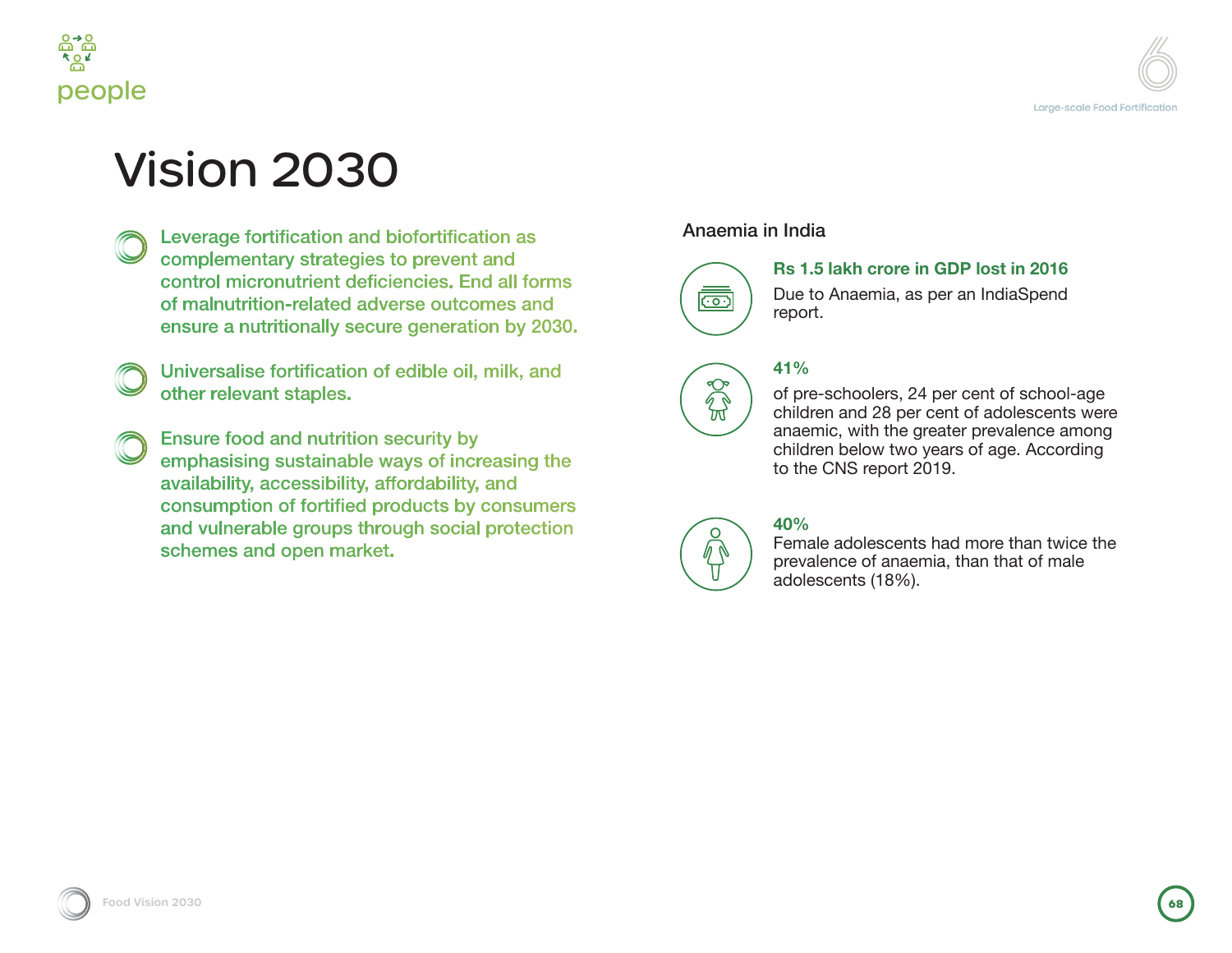# Vision 2030

- Leverage fortification and biofortification as complementary strategies to prevent and control micronutrient deficiencies. End all forms of malnutrition-related adverse outcomes and ensure a nutritionally secure generation by 2030.

- Universalise fortification of edible oil, milk, and other relevant staples.

- Ensure food and nutrition security by emphasising sustainable ways of increasing the availability, accessibility, affordability, and consumption of fortified products by consumers and vulnerable groups through social protection schemes and open market.

## Anaemia in India

**Rs 1.5 lakh crore in GDP lost in 2016**

Due to Anaemia, as per an IndiaSpend report.

**41%**

of pre-schoolers, 24 per cent of school-age children and 28 per cent of adolescents were anaemic, with the greater prevalence among children below two years of age. According to the CNS report 2019.

**40%**

Female adolescents had more than twice the prevalence of anaemia, than that of male adolescents (18%).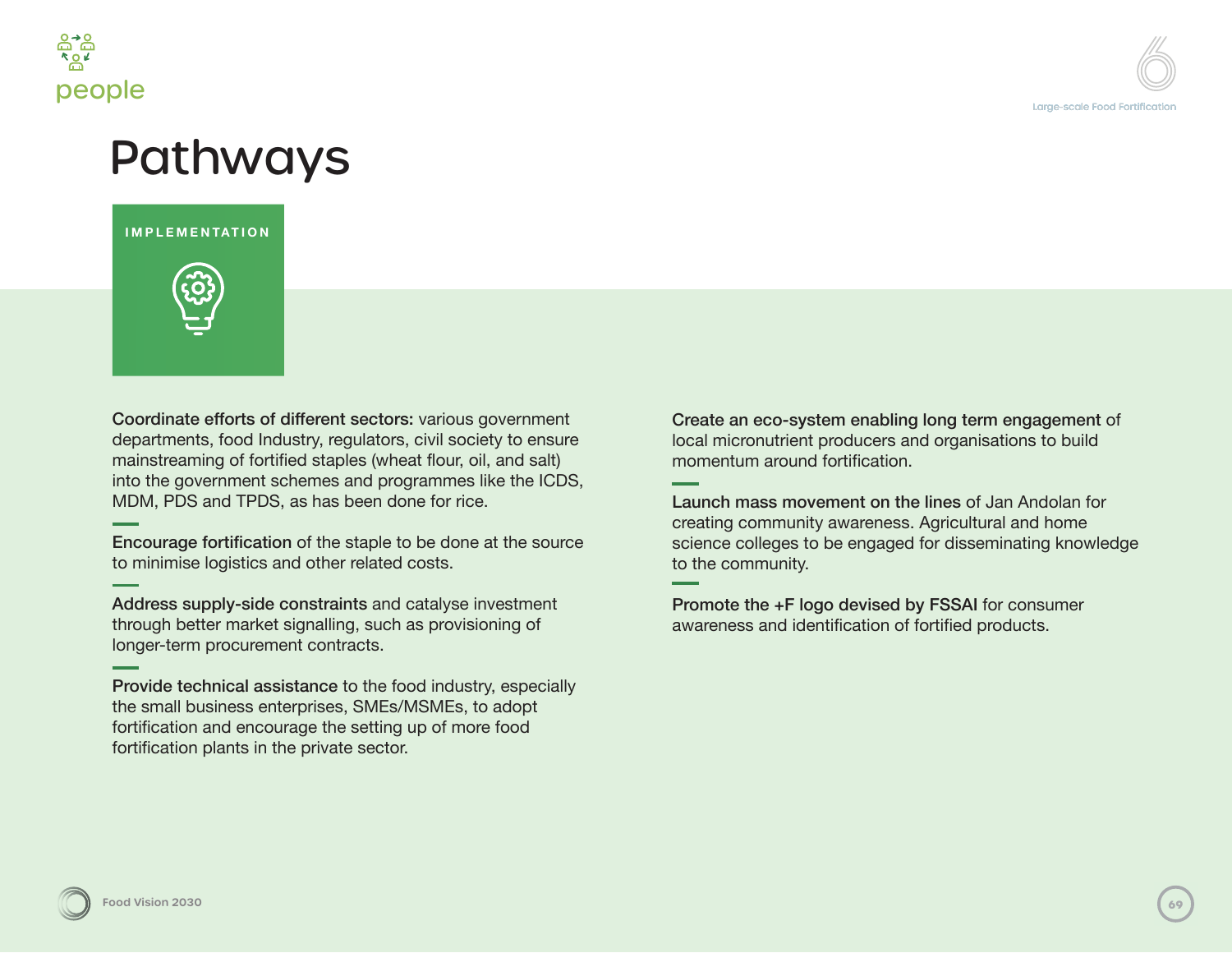# Pathways

## IMPLEMENTATION

**Coordinate efforts of different sectors:** various government departments, food Industry, regulators, civil society to ensure mainstreaming of fortified staples (wheat flour, oil, and salt) into the government schemes and programmes like the ICDS, MDM, PDS and TPDS, as has been done for rice.

**Encourage fortification** of the staple to be done at the source to minimise logistics and other related costs.

**Address supply-side constraints** and catalyse investment through better market signalling, such as provisioning of longer-term procurement contracts.

**Provide technical assistance** to the food industry, especially the small business enterprises, SMEs/MSMEs, to adopt fortification and encourage the setting up of more food fortification plants in the private sector.

**Create an eco-system enabling long term engagement** of local micronutrient producers and organisations to build momentum around fortification.

**Launch mass movement on the lines** of Jan Andolan for creating community awareness. Agricultural and home science colleges to be engaged for disseminating knowledge to the community.

**Promote the +F logo devised by FSSAI** for consumer awareness and identification of fortified products.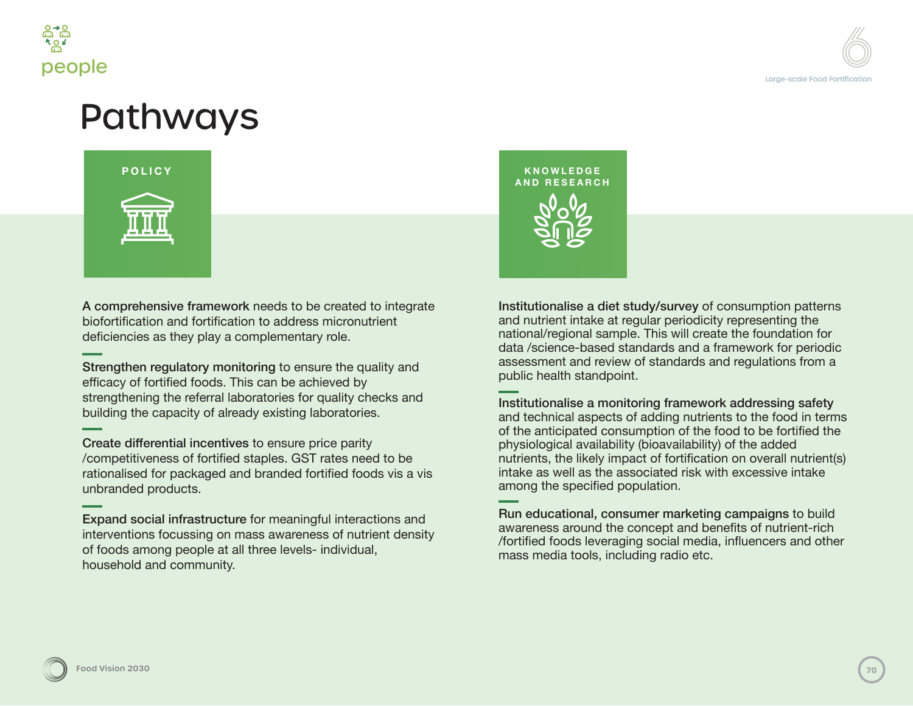# Pathways

## POLICY

**A comprehensive framework** needs to be created to integrate biofortification and fortification to address micronutrient deficiencies as they play a complementary role.

**Strengthen regulatory monitoring** to ensure the quality and efficacy of fortified foods. This can be achieved by strengthening the referral laboratories for quality checks and building the capacity of already existing laboratories.

**Create differential incentives** to ensure price parity /competitiveness of fortified staples. GST rates need to be rationalised for packaged and branded fortified foods vis a vis unbranded products.

**Expand social infrastructure** for meaningful interactions and interventions focussing on mass awareness of nutrient density of foods among people at all three levels- individual, household and community.

## KNOWLEDGE AND RESEARCH

**Institutionalise a diet study/survey** of consumption patterns and nutrient intake at regular periodicity representing the national/regional sample. This will create the foundation for data /science-based standards and a framework for periodic assessment and review of standards and regulations from a public health standpoint.

**Institutionalise a monitoring framework addressing safety** and technical aspects of adding nutrients to the food in terms of the anticipated consumption of the food to be fortified the physiological availability (bioavailability) of the added nutrients, the likely impact of fortification on overall nutrient(s) intake as well as the associated risk with excessive intake among the specified population.

**Run educational, consumer marketing campaigns** to build awareness around the concept and benefits of nutrient-rich /fortified foods leveraging social media, influencers and other mass media tools, including radio etc.